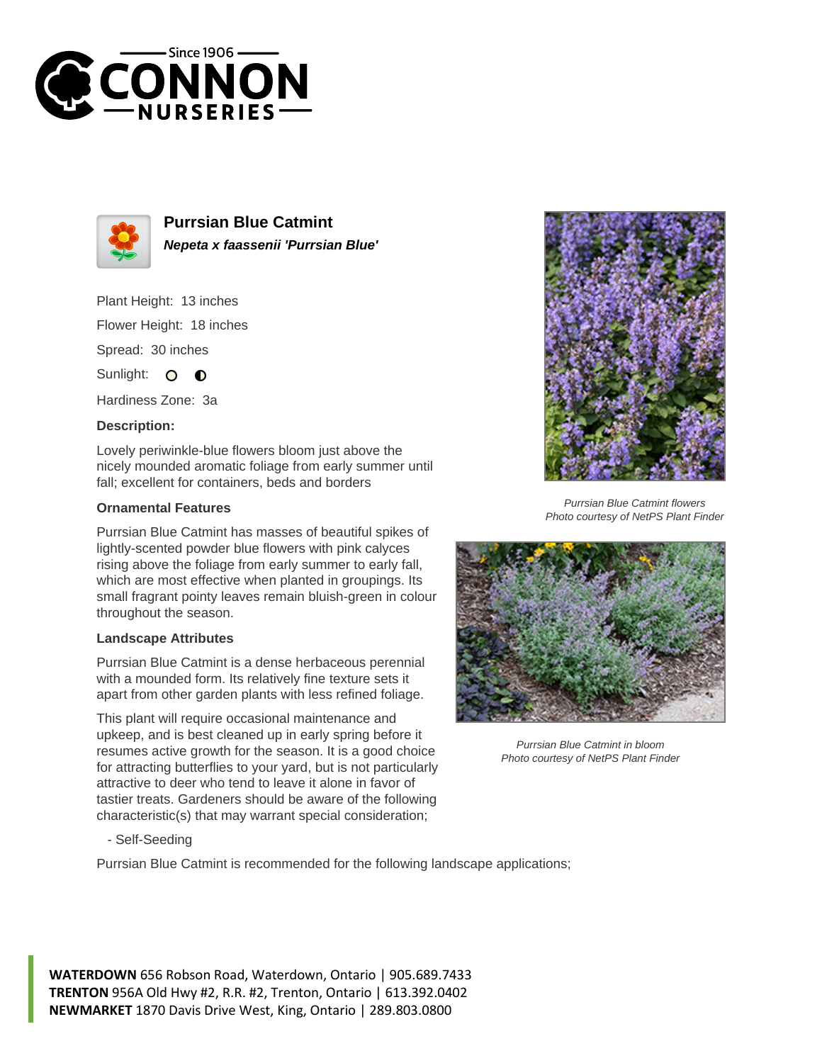# Purrsian Blue Catmint

***Nepeta x faassenii 'Purrsian Blue'***

Plant Height: 13 inches

Flower Height: 18 inches

Spread: 30 inches

Sunlight:

Hardiness Zone: 3a

**Description:**

Lovely periwinkle-blue flowers bloom just above the nicely mounded aromatic foliage from early summer until fall; excellent for containers, beds and borders

### Ornamental Features

Purrsian Blue Catmint has masses of beautiful spikes of lightly-scented powder blue flowers with pink calyces rising above the foliage from early summer to early fall, which are most effective when planted in groupings. Its small fragrant pointy leaves remain bluish-green in colour throughout the season.

### Landscape Attributes

Purrsian Blue Catmint is a dense herbaceous perennial with a mounded form. Its relatively fine texture sets it apart from other garden plants with less refined foliage.

This plant will require occasional maintenance and upkeep, and is best cleaned up in early spring before it resumes active growth for the season. It is a good choice for attracting butterflies to your yard, but is not particularly attractive to deer who tend to leave it alone in favor of tastier treats. Gardeners should be aware of the following characteristic(s) that may warrant special consideration;

- Self-Seeding

Purrsian Blue Catmint is recommended for the following landscape applications;

*Purrsian Blue Catmint flowers*
*Photo courtesy of NetPS Plant Finder*

*Purrsian Blue Catmint in bloom*
*Photo courtesy of NetPS Plant Finder*

**WATERDOWN** 656 Robson Road, Waterdown, Ontario | 905.689.7433
**TRENTON** 956A Old Hwy #2, R.R. #2, Trenton, Ontario | 613.392.0402
**NEWMARKET** 1870 Davis Drive West, King, Ontario | 289.803.0800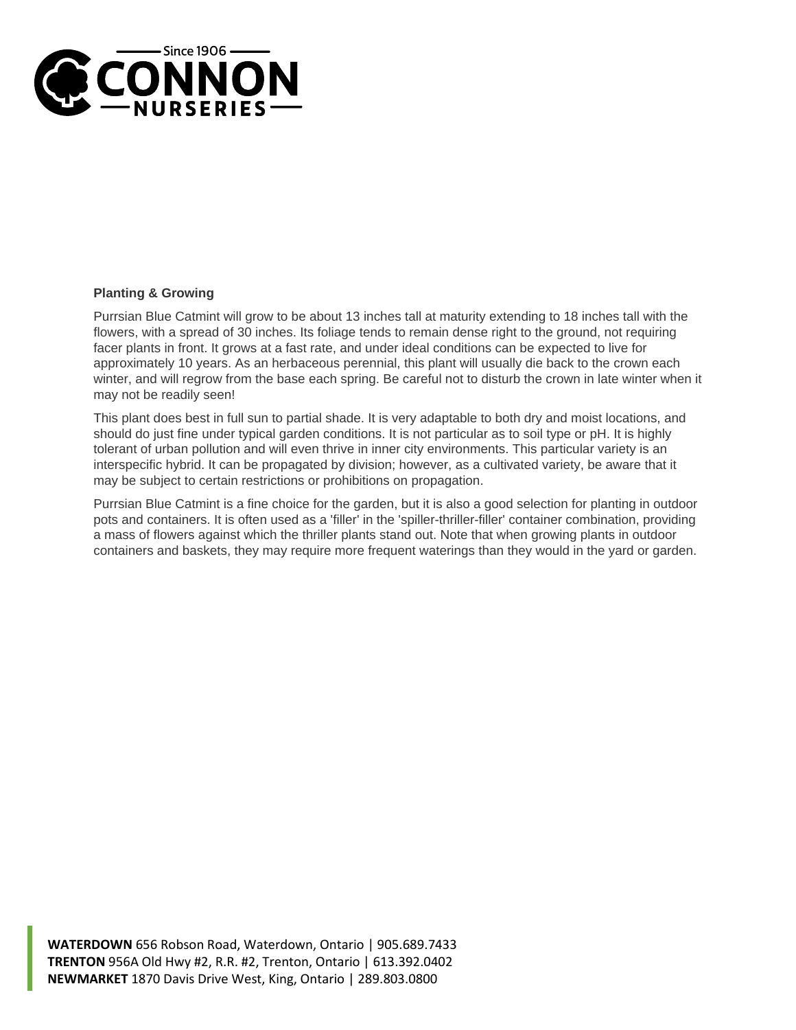## Planting & Growing

Purrsian Blue Catmint will grow to be about 13 inches tall at maturity extending to 18 inches tall with the flowers, with a spread of 30 inches. Its foliage tends to remain dense right to the ground, not requiring facer plants in front. It grows at a fast rate, and under ideal conditions can be expected to live for approximately 10 years. As an herbaceous perennial, this plant will usually die back to the crown each winter, and will regrow from the base each spring. Be careful not to disturb the crown in late winter when it may not be readily seen!

This plant does best in full sun to partial shade. It is very adaptable to both dry and moist locations, and should do just fine under typical garden conditions. It is not particular as to soil type or pH. It is highly tolerant of urban pollution and will even thrive in inner city environments. This particular variety is an interspecific hybrid. It can be propagated by division; however, as a cultivated variety, be aware that it may be subject to certain restrictions or prohibitions on propagation.

Purrsian Blue Catmint is a fine choice for the garden, but it is also a good selection for planting in outdoor pots and containers. It is often used as a 'filler' in the 'spiller-thriller-filler' container combination, providing a mass of flowers against which the thriller plants stand out. Note that when growing plants in outdoor containers and baskets, they may require more frequent waterings than they would in the yard or garden.